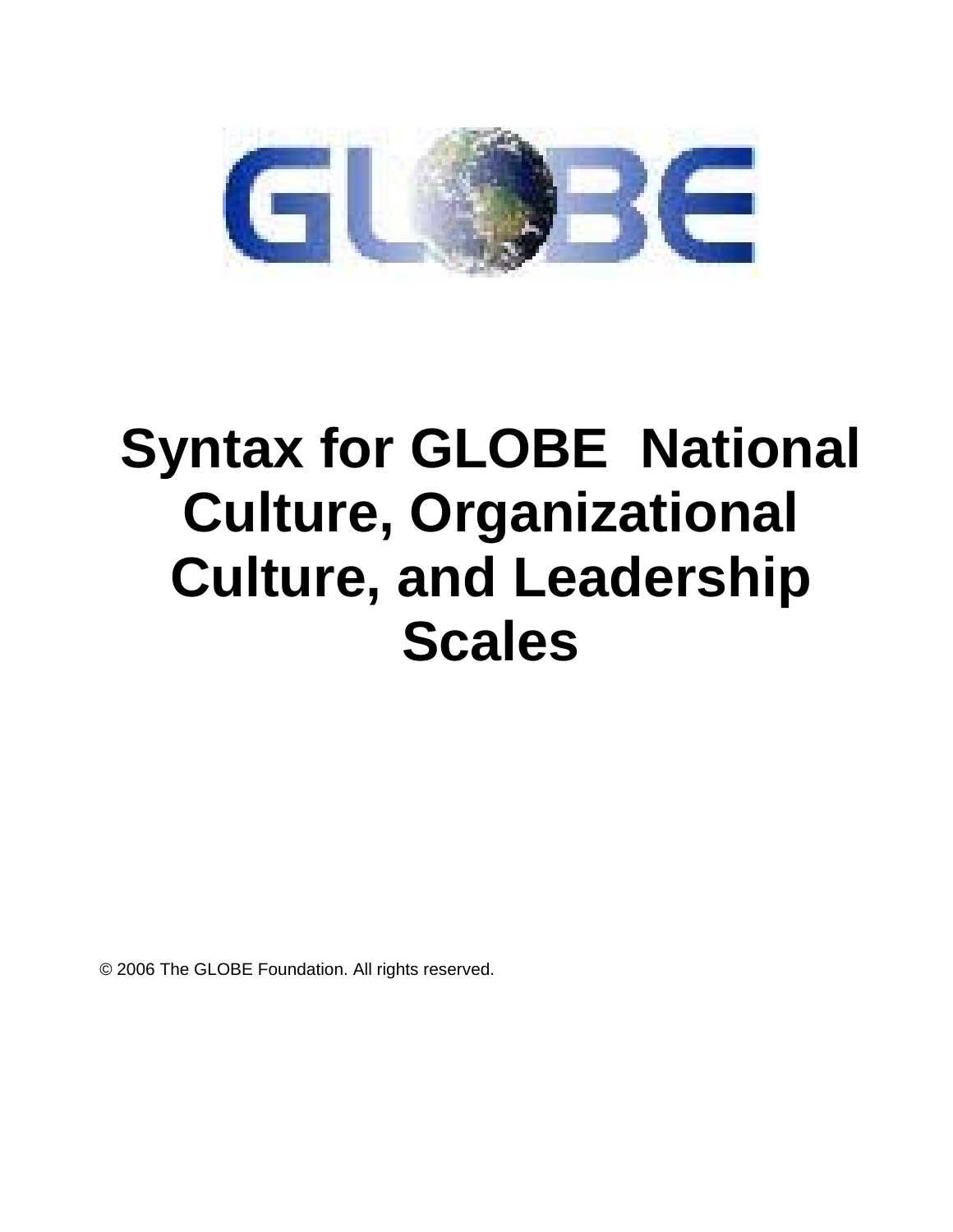# Syntax for GLOBE National Culture, Organizational Culture, and Leadership Scales

© 2006 The GLOBE Foundation. All rights reserved.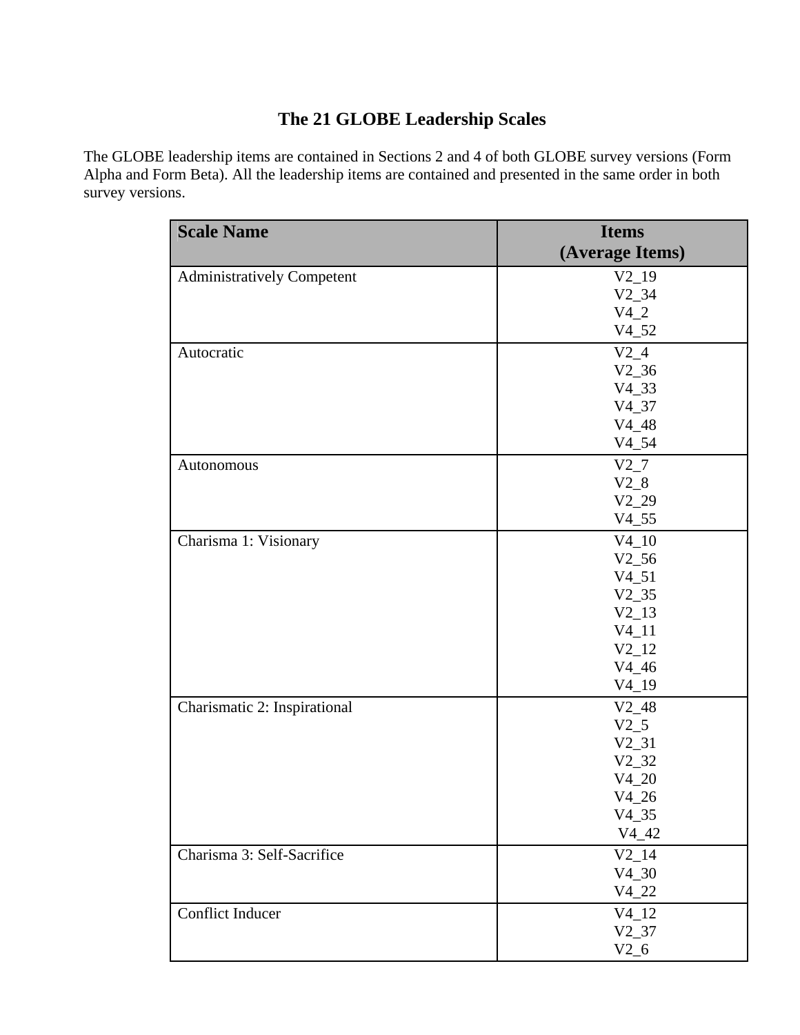# The 21 GLOBE Leadership Scales

The GLOBE leadership items are contained in Sections 2 and 4 of both GLOBE survey versions (Form Alpha and Form Beta). All the leadership items are contained and presented in the same order in both survey versions.

| Scale Name | Items (Average Items) |
|---|---|
| Administratively Competent | V2_19<br>V2_34<br>V4_2<br>V4_52 |
| Autocratic | V2_4<br>V2_36<br>V4_33<br>V4_37<br>V4_48<br>V4_54 |
| Autonomous | V2_7<br>V2_8<br>V2_29<br>V4_55 |
| Charisma 1: Visionary | V4_10<br>V2_56<br>V4_51<br>V2_35<br>V2_13<br>V4_11<br>V2_12<br>V4_46<br>V4_19 |
| Charismatic 2: Inspirational | V2_48<br>V2_5<br>V2_31<br>V2_32<br>V4_20<br>V4_26<br>V4_35<br>V4_42 |
| Charisma 3: Self-Sacrifice | V2_14<br>V4_30<br>V4_22 |
| Conflict Inducer | V4_12<br>V2_37<br>V2_6 |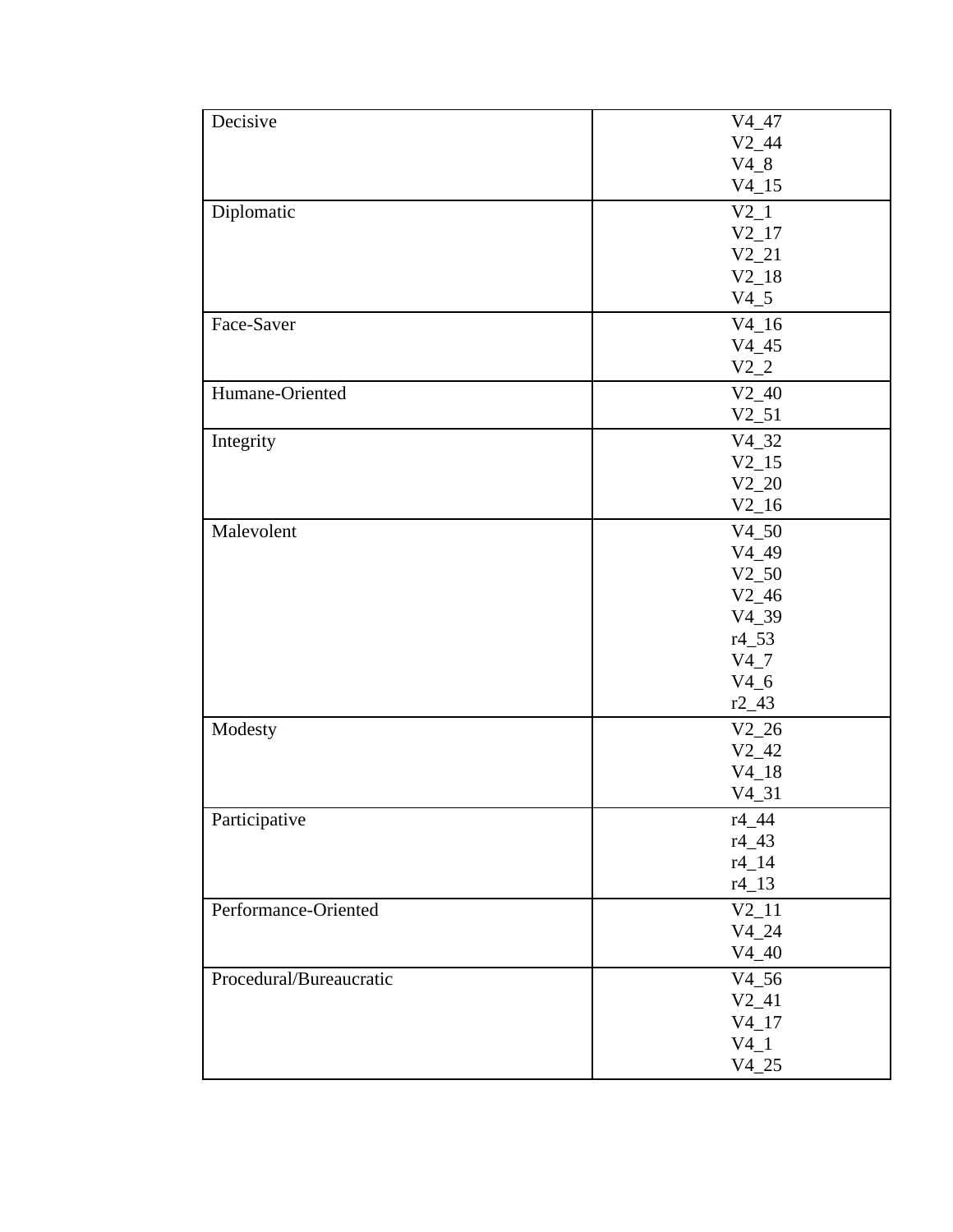| | |
|---|---|
| Decisive | V4_47<br>V2_44<br>V4_8<br>V4_15 |
| Diplomatic | V2_1<br>V2_17<br>V2_21<br>V2_18<br>V4_5 |
| Face-Saver | V4_16<br>V4_45<br>V2_2 |
| Humane-Oriented | V2_40<br>V2_51 |
| Integrity | V4_32<br>V2_15<br>V2_20<br>V2_16 |
| Malevolent | V4_50<br>V4_49<br>V2_50<br>V2_46<br>V4_39<br>r4_53<br>V4_7<br>V4_6<br>r2_43 |
| Modesty | V2_26<br>V2_42<br>V4_18<br>V4_31 |
| Participative | r4_44<br>r4_43<br>r4_14<br>r4_13 |
| Performance-Oriented | V2_11<br>V4_24<br>V4_40 |
| Procedural/Bureaucratic | V4_56<br>V2_41<br>V4_17<br>V4_1<br>V4_25 |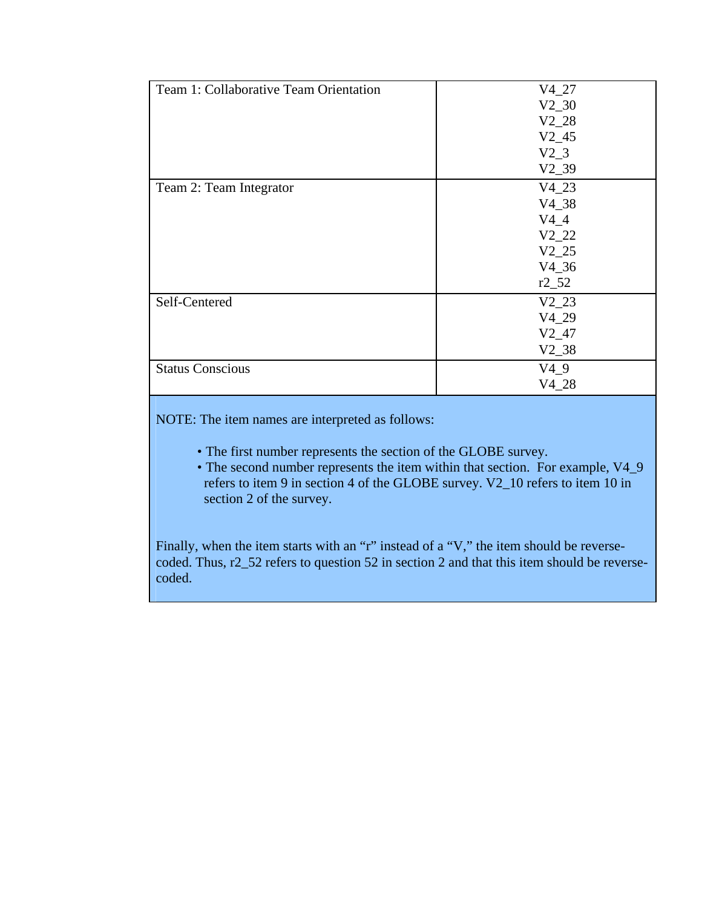| | |
|---|---|
| Team 1: Collaborative Team Orientation | V4_27<br>V2_30<br>V2_28<br>V2_45<br>V2_3<br>V2_39 |
| Team 2: Team Integrator | V4_23<br>V4_38<br>V4_4<br>V2_22<br>V2_25<br>V4_36<br>r2_52 |
| Self-Centered | V2_23<br>V4_29<br>V2_47<br>V2_38 |
| Status Conscious | V4_9<br>V4_28 |

NOTE: The item names are interpreted as follows:

- The first number represents the section of the GLOBE survey.
- The second number represents the item within that section. For example, V4_9 refers to item 9 in section 4 of the GLOBE survey. V2_10 refers to item 10 in section 2 of the survey.

Finally, when the item starts with an "r" instead of a "V," the item should be reverse-coded. Thus, r2_52 refers to question 52 in section 2 and that this item should be reverse-coded.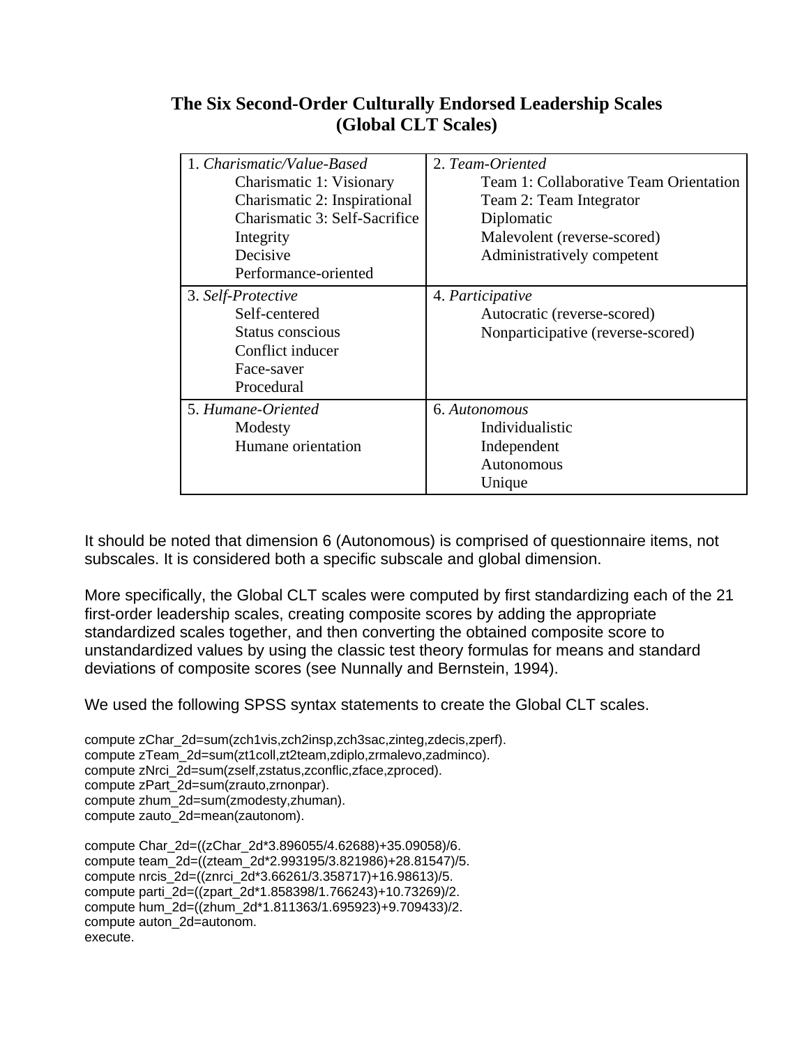## The Six Second-Order Culturally Endorsed Leadership Scales (Global CLT Scales)

| | |
|---|---|
| 1. *Charismatic/Value-Based*<br>Charismatic 1: Visionary<br>Charismatic 2: Inspirational<br>Charismatic 3: Self-Sacrifice<br>Integrity<br>Decisive<br>Performance-oriented | 2. *Team-Oriented*<br>Team 1: Collaborative Team Orientation<br>Team 2: Team Integrator<br>Diplomatic<br>Malevolent (reverse-scored)<br>Administratively competent |
| 3. *Self-Protective*<br>Self-centered<br>Status conscious<br>Conflict inducer<br>Face-saver<br>Procedural | 4. *Participative*<br>Autocratic (reverse-scored)<br>Nonparticipative (reverse-scored) |
| 5. *Humane-Oriented*<br>Modesty<br>Humane orientation | 6. *Autonomous*<br>Individualistic<br>Independent<br>Autonomous<br>Unique |

It should be noted that dimension 6 (Autonomous) is comprised of questionnaire items, not subscales. It is considered both a specific subscale and global dimension.

More specifically, the Global CLT scales were computed by first standardizing each of the 21 first-order leadership scales, creating composite scores by adding the appropriate standardized scales together, and then converting the obtained composite score to unstandardized values by using the classic test theory formulas for means and standard deviations of composite scores (see Nunnally and Bernstein, 1994).

We used the following SPSS syntax statements to create the Global CLT scales.

```
compute zChar_2d=sum(zch1vis,zch2insp,zch3sac,zinteg,zdecis,zperf).
compute zTeam_2d=sum(zt1coll,zt2team,zdiplo,zrmalevo,zadminco).
compute zNrci_2d=sum(zself,zstatus,zconflic,zface,zproced).
compute zPart_2d=sum(zrauto,zrnonpar).
compute zhum_2d=sum(zmodesty,zhuman).
compute zauto_2d=mean(zautonom).

compute Char_2d=((zChar_2d*3.896055/4.62688)+35.09058)/6.
compute team_2d=((zteam_2d*2.993195/3.821986)+28.81547)/5.
compute nrcis_2d=((znrci_2d*3.66261/3.358717)+16.98613)/5.
compute parti_2d=((zpart_2d*1.858398/1.766243)+10.73269)/2.
compute hum_2d=((zhum_2d*1.811363/1.695923)+9.709433)/2.
compute auton_2d=autonom.
execute.
```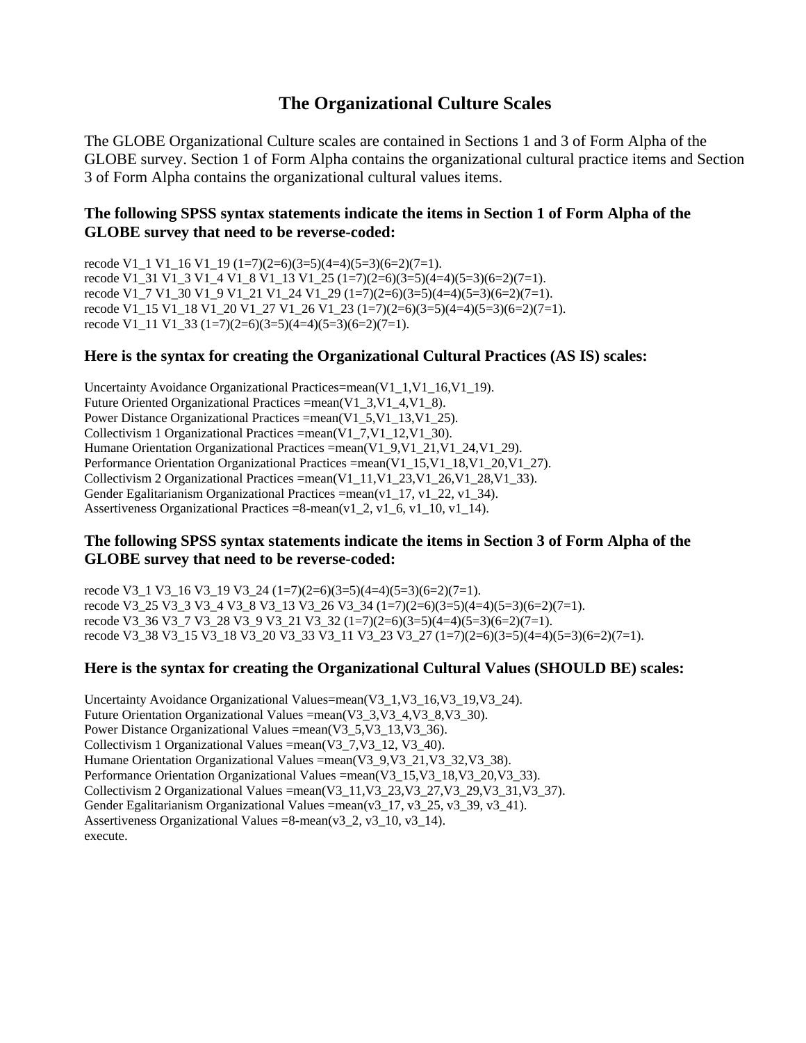# The Organizational Culture Scales

The GLOBE Organizational Culture scales are contained in Sections 1 and 3 of Form Alpha of the GLOBE survey. Section 1 of Form Alpha contains the organizational cultural practice items and Section 3 of Form Alpha contains the organizational cultural values items.

### The following SPSS syntax statements indicate the items in Section 1 of Form Alpha of the GLOBE survey that need to be reverse-coded:

```
recode V1_1 V1_16 V1_19 (1=7)(2=6)(3=5)(4=4)(5=3)(6=2)(7=1).
recode V1_31 V1_3 V1_4 V1_8 V1_13 V1_25 (1=7)(2=6)(3=5)(4=4)(5=3)(6=2)(7=1).
recode V1_7 V1_30 V1_9 V1_21 V1_24 V1_29 (1=7)(2=6)(3=5)(4=4)(5=3)(6=2)(7=1).
recode V1_15 V1_18 V1_20 V1_27 V1_26 V1_23 (1=7)(2=6)(3=5)(4=4)(5=3)(6=2)(7=1).
recode V1_11 V1_33 (1=7)(2=6)(3=5)(4=4)(5=3)(6=2)(7=1).
```

### Here is the syntax for creating the Organizational Cultural Practices (AS IS) scales:

```
Uncertainty Avoidance Organizational Practices=mean(V1_1,V1_16,V1_19).
Future Oriented Organizational Practices =mean(V1_3,V1_4,V1_8).
Power Distance Organizational Practices =mean(V1_5,V1_13,V1_25).
Collectivism 1 Organizational Practices =mean(V1_7,V1_12,V1_30).
Humane Orientation Organizational Practices =mean(V1_9,V1_21,V1_24,V1_29).
Performance Orientation Organizational Practices =mean(V1_15,V1_18,V1_20,V1_27).
Collectivism 2 Organizational Practices =mean(V1_11,V1_23,V1_26,V1_28,V1_33).
Gender Egalitarianism Organizational Practices =mean(v1_17, v1_22, v1_34).
Assertiveness Organizational Practices =8-mean(v1_2, v1_6, v1_10, v1_14).
```

### The following SPSS syntax statements indicate the items in Section 3 of Form Alpha of the GLOBE survey that need to be reverse-coded:

```
recode V3_1 V3_16 V3_19 V3_24 (1=7)(2=6)(3=5)(4=4)(5=3)(6=2)(7=1).
recode V3_25 V3_3 V3_4 V3_8 V3_13 V3_26 V3_34 (1=7)(2=6)(3=5)(4=4)(5=3)(6=2)(7=1).
recode V3_36 V3_7 V3_28 V3_9 V3_21 V3_32 (1=7)(2=6)(3=5)(4=4)(5=3)(6=2)(7=1).
recode V3_38 V3_15 V3_18 V3_20 V3_33 V3_11 V3_23 V3_27 (1=7)(2=6)(3=5)(4=4)(5=3)(6=2)(7=1).
```

### Here is the syntax for creating the Organizational Cultural Values (SHOULD BE) scales:

```
Uncertainty Avoidance Organizational Values=mean(V3_1,V3_16,V3_19,V3_24).
Future Orientation Organizational Values =mean(V3_3,V3_4,V3_8,V3_30).
Power Distance Organizational Values =mean(V3_5,V3_13,V3_36).
Collectivism 1 Organizational Values =mean(V3_7,V3_12, V3_40).
Humane Orientation Organizational Values =mean(V3_9,V3_21,V3_32,V3_38).
Performance Orientation Organizational Values =mean(V3_15,V3_18,V3_20,V3_33).
Collectivism 2 Organizational Values =mean(V3_11,V3_23,V3_27,V3_29,V3_31,V3_37).
Gender Egalitarianism Organizational Values =mean(v3_17, v3_25, v3_39, v3_41).
Assertiveness Organizational Values =8-mean(v3_2, v3_10, v3_14).
execute.
```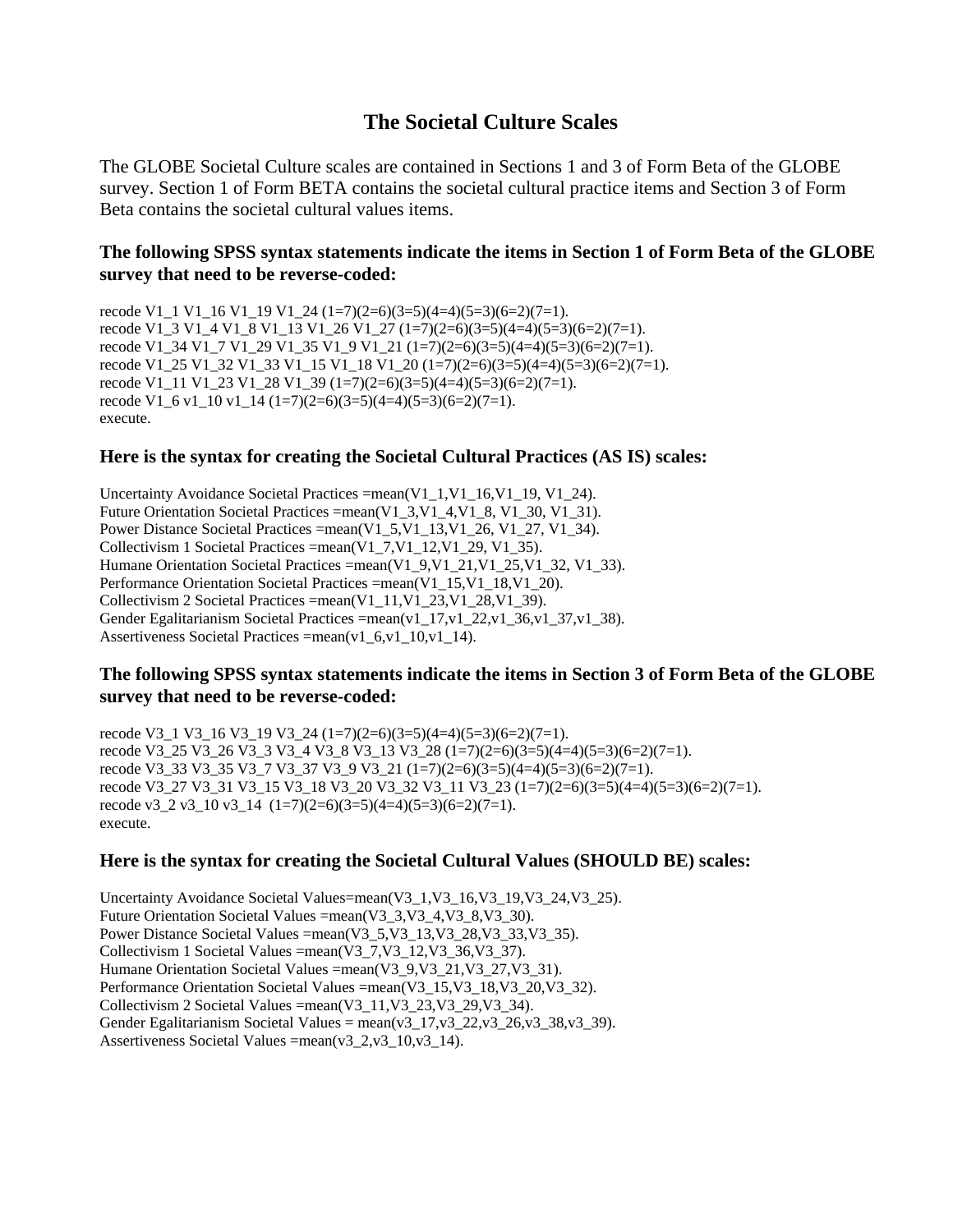# The Societal Culture Scales

The GLOBE Societal Culture scales are contained in Sections 1 and 3 of Form Beta of the GLOBE survey. Section 1 of Form BETA contains the societal cultural practice items and Section 3 of Form Beta contains the societal cultural values items.

### The following SPSS syntax statements indicate the items in Section 1 of Form Beta of the GLOBE survey that need to be reverse-coded:

```
recode V1_1 V1_16 V1_19 V1_24 (1=7)(2=6)(3=5)(4=4)(5=3)(6=2)(7=1).
recode V1_3 V1_4 V1_8 V1_13 V1_26 V1_27 (1=7)(2=6)(3=5)(4=4)(5=3)(6=2)(7=1).
recode V1_34 V1_7 V1_29 V1_35 V1_9 V1_21 (1=7)(2=6)(3=5)(4=4)(5=3)(6=2)(7=1).
recode V1_25 V1_32 V1_33 V1_15 V1_18 V1_20 (1=7)(2=6)(3=5)(4=4)(5=3)(6=2)(7=1).
recode V1_11 V1_23 V1_28 V1_39 (1=7)(2=6)(3=5)(4=4)(5=3)(6=2)(7=1).
recode V1_6 v1_10 v1_14 (1=7)(2=6)(3=5)(4=4)(5=3)(6=2)(7=1).
execute.
```

### Here is the syntax for creating the Societal Cultural Practices (AS IS) scales:

```
Uncertainty Avoidance Societal Practices =mean(V1_1,V1_16,V1_19, V1_24).
Future Orientation Societal Practices =mean(V1_3,V1_4,V1_8, V1_30, V1_31).
Power Distance Societal Practices =mean(V1_5,V1_13,V1_26, V1_27, V1_34).
Collectivism 1 Societal Practices =mean(V1_7,V1_12,V1_29, V1_35).
Humane Orientation Societal Practices =mean(V1_9,V1_21,V1_25,V1_32, V1_33).
Performance Orientation Societal Practices =mean(V1_15,V1_18,V1_20).
Collectivism 2 Societal Practices =mean(V1_11,V1_23,V1_28,V1_39).
Gender Egalitarianism Societal Practices =mean(v1_17,v1_22,v1_36,v1_37,v1_38).
Assertiveness Societal Practices =mean(v1_6,v1_10,v1_14).
```

### The following SPSS syntax statements indicate the items in Section 3 of Form Beta of the GLOBE survey that need to be reverse-coded:

```
recode V3_1 V3_16 V3_19 V3_24 (1=7)(2=6)(3=5)(4=4)(5=3)(6=2)(7=1).
recode V3_25 V3_26 V3_3 V3_4 V3_8 V3_13 V3_28 (1=7)(2=6)(3=5)(4=4)(5=3)(6=2)(7=1).
recode V3_33 V3_35 V3_7 V3_37 V3_9 V3_21 (1=7)(2=6)(3=5)(4=4)(5=3)(6=2)(7=1).
recode V3_27 V3_31 V3_15 V3_18 V3_20 V3_32 V3_11 V3_23 (1=7)(2=6)(3=5)(4=4)(5=3)(6=2)(7=1).
recode v3_2 v3_10 v3_14  (1=7)(2=6)(3=5)(4=4)(5=3)(6=2)(7=1).
execute.
```

### Here is the syntax for creating the Societal Cultural Values (SHOULD BE) scales:

```
Uncertainty Avoidance Societal Values=mean(V3_1,V3_16,V3_19,V3_24,V3_25).
Future Orientation Societal Values =mean(V3_3,V3_4,V3_8,V3_30).
Power Distance Societal Values =mean(V3_5,V3_13,V3_28,V3_33,V3_35).
Collectivism 1 Societal Values =mean(V3_7,V3_12,V3_36,V3_37).
Humane Orientation Societal Values =mean(V3_9,V3_21,V3_27,V3_31).
Performance Orientation Societal Values =mean(V3_15,V3_18,V3_20,V3_32).
Collectivism 2 Societal Values =mean(V3_11,V3_23,V3_29,V3_34).
Gender Egalitarianism Societal Values = mean(v3_17,v3_22,v3_26,v3_38,v3_39).
Assertiveness Societal Values =mean(v3_2,v3_10,v3_14).
```